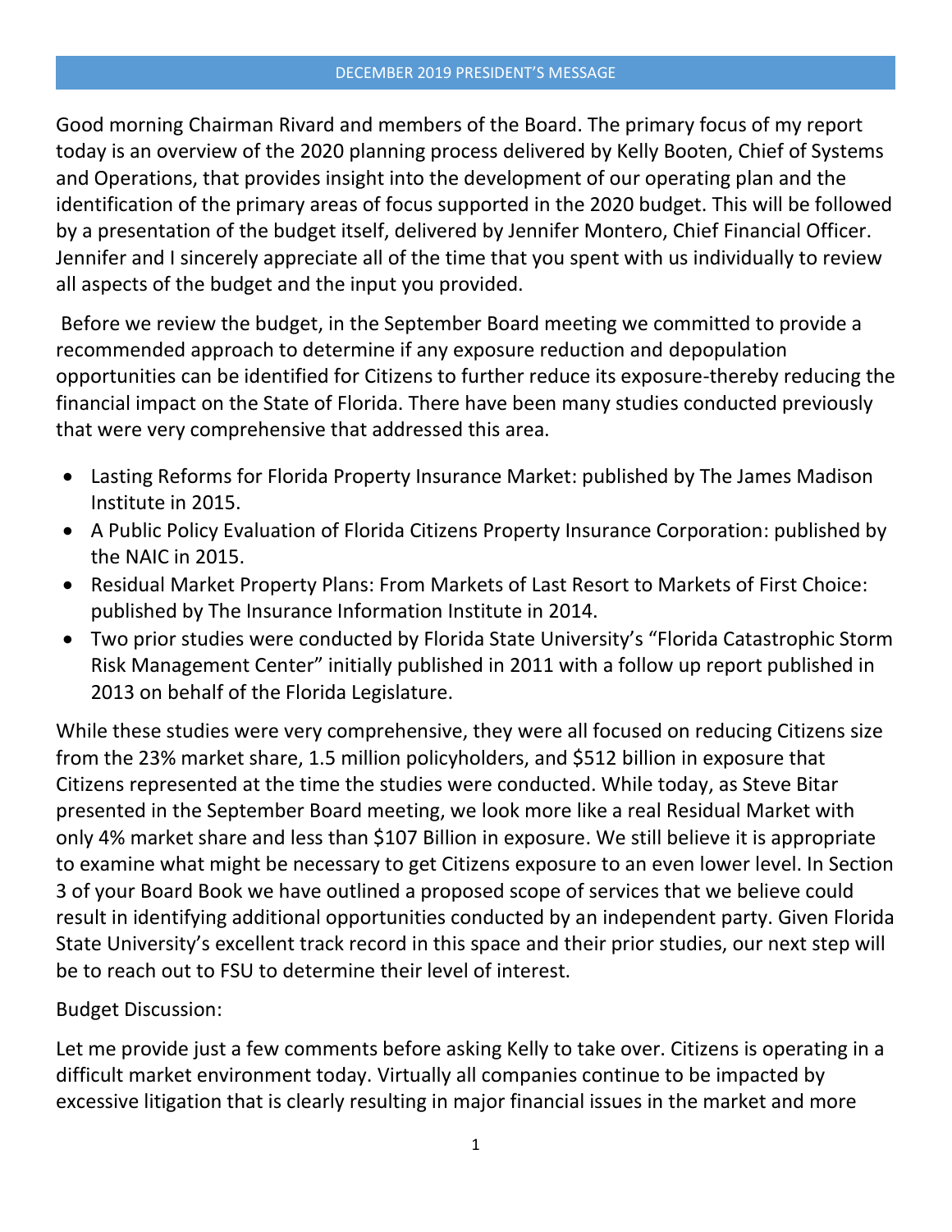# DECEMBER 2019 PRESIDENT'S MESSAGE

Good morning Chairman Rivard and members of the Board. The primary focus of my report today is an overview of the 2020 planning process delivered by Kelly Booten, Chief of Systems and Operations, that provides insight into the development of our operating plan and the identification of the primary areas of focus supported in the 2020 budget. This will be followed by a presentation of the budget itself, delivered by Jennifer Montero, Chief Financial Officer. Jennifer and I sincerely appreciate all of the time that you spent with us individually to review all aspects of the budget and the input you provided.

Before we review the budget, in the September Board meeting we committed to provide a recommended approach to determine if any exposure reduction and depopulation opportunities can be identified for Citizens to further reduce its exposure-thereby reducing the financial impact on the State of Florida. There have been many studies conducted previously that were very comprehensive that addressed this area.

- Lasting Reforms for Florida Property Insurance Market: published by The James Madison Institute in 2015.
- A Public Policy Evaluation of Florida Citizens Property Insurance Corporation: published by the NAIC in 2015.
- Residual Market Property Plans: From Markets of Last Resort to Markets of First Choice: published by The Insurance Information Institute in 2014.
- Two prior studies were conducted by Florida State University's "Florida Catastrophic Storm Risk Management Center" initially published in 2011 with a follow up report published in 2013 on behalf of the Florida Legislature.

While these studies were very comprehensive, they were all focused on reducing Citizens size from the 23% market share, 1.5 million policyholders, and $512 billion in exposure that Citizens represented at the time the studies were conducted. While today, as Steve Bitar presented in the September Board meeting, we look more like a real Residual Market with only 4% market share and less than $107 Billion in exposure. We still believe it is appropriate to examine what might be necessary to get Citizens exposure to an even lower level. In Section 3 of your Board Book we have outlined a proposed scope of services that we believe could result in identifying additional opportunities conducted by an independent party. Given Florida State University's excellent track record in this space and their prior studies, our next step will be to reach out to FSU to determine their level of interest.

Budget Discussion:

Let me provide just a few comments before asking Kelly to take over. Citizens is operating in a difficult market environment today. Virtually all companies continue to be impacted by excessive litigation that is clearly resulting in major financial issues in the market and more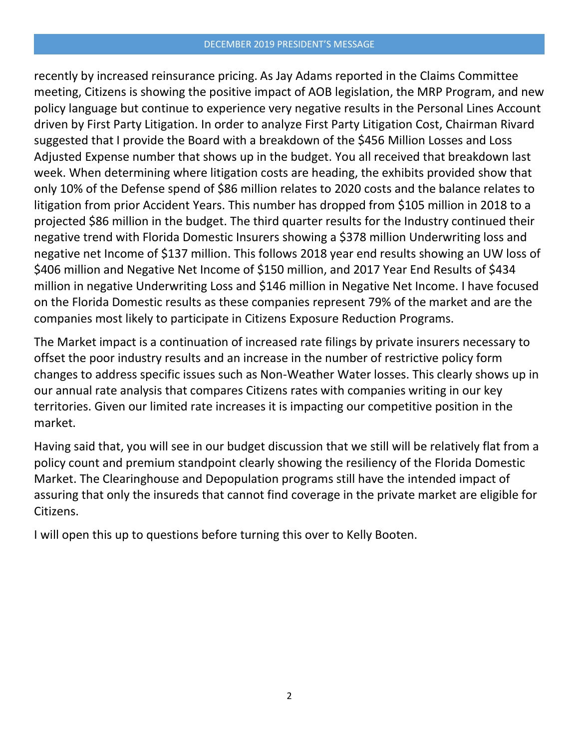recently by increased reinsurance pricing. As Jay Adams reported in the Claims Committee meeting, Citizens is showing the positive impact of AOB legislation, the MRP Program, and new policy language but continue to experience very negative results in the Personal Lines Account driven by First Party Litigation. In order to analyze First Party Litigation Cost, Chairman Rivard suggested that I provide the Board with a breakdown of the $456 Million Losses and Loss Adjusted Expense number that shows up in the budget. You all received that breakdown last week. When determining where litigation costs are heading, the exhibits provided show that only 10% of the Defense spend of $86 million relates to 2020 costs and the balance relates to litigation from prior Accident Years. This number has dropped from $105 million in 2018 to a projected $86 million in the budget. The third quarter results for the Industry continued their negative trend with Florida Domestic Insurers showing a $378 million Underwriting loss and negative net Income of $137 million. This follows 2018 year end results showing an UW loss of $406 million and Negative Net Income of $150 million, and 2017 Year End Results of $434 million in negative Underwriting Loss and $146 million in Negative Net Income. I have focused on the Florida Domestic results as these companies represent 79% of the market and are the companies most likely to participate in Citizens Exposure Reduction Programs.

The Market impact is a continuation of increased rate filings by private insurers necessary to offset the poor industry results and an increase in the number of restrictive policy form changes to address specific issues such as Non-Weather Water losses. This clearly shows up in our annual rate analysis that compares Citizens rates with companies writing in our key territories. Given our limited rate increases it is impacting our competitive position in the market.

Having said that, you will see in our budget discussion that we still will be relatively flat from a policy count and premium standpoint clearly showing the resiliency of the Florida Domestic Market. The Clearinghouse and Depopulation programs still have the intended impact of assuring that only the insureds that cannot find coverage in the private market are eligible for Citizens.

I will open this up to questions before turning this over to Kelly Booten.